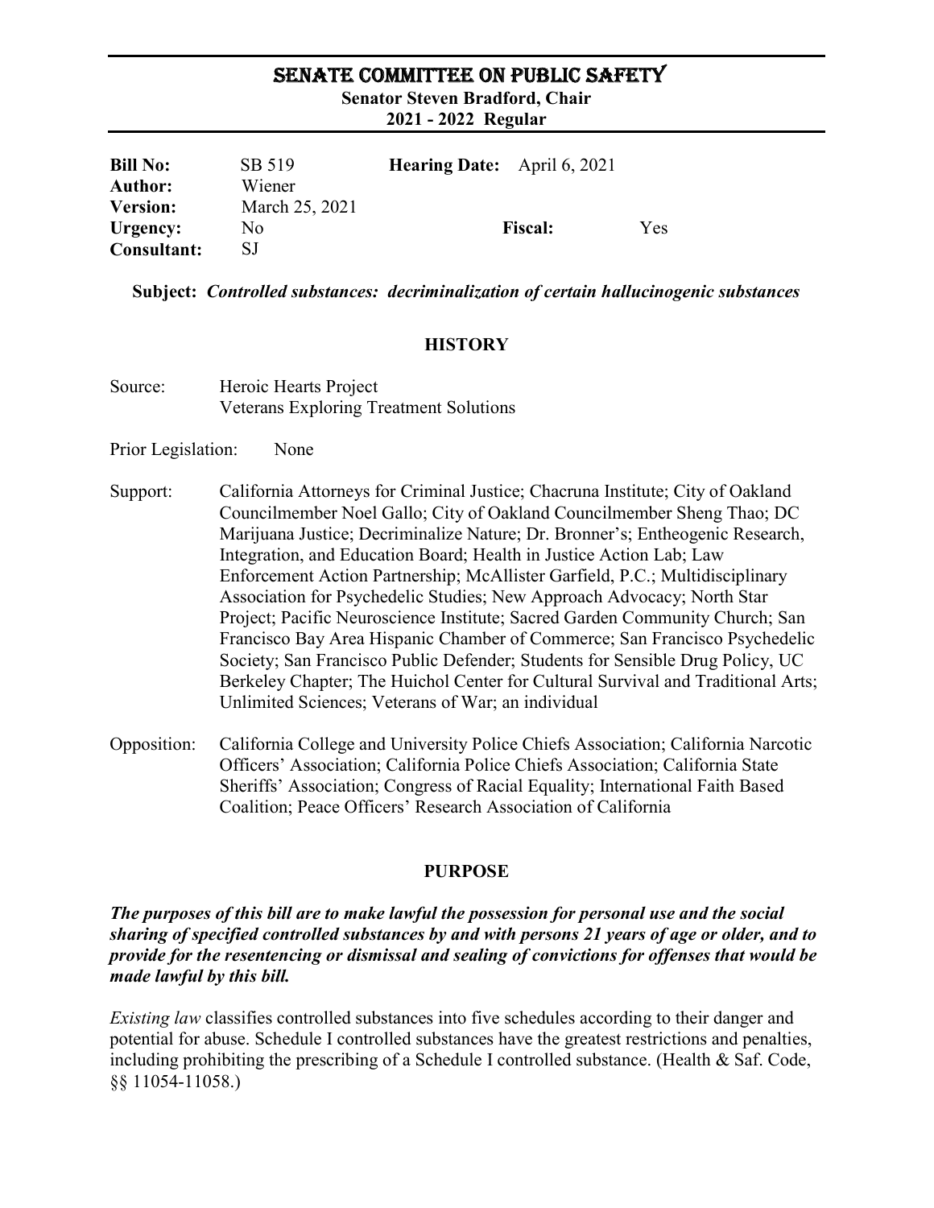# SENATE COMMITTEE ON PUBLIC SAFETY

**Senator Steven Bradford, Chair**
**2021 - 2022 Regular**

| | | | | | |
|---|---|---|---|---|---|
| **Bill No:** | SB 519 | **Hearing Date:** | April 6, 2021 | | |
| **Author:** | Wiener | | | | |
| **Version:** | March 25, 2021 | | | | |
| **Urgency:** | No | | | **Fiscal:** | Yes |
| **Consultant:** | SJ | | | | |

**Subject:** ***Controlled substances: decriminalization of certain hallucinogenic substances***

## HISTORY

Source: Heroic Hearts Project
Veterans Exploring Treatment Solutions

Prior Legislation: None

Support: California Attorneys for Criminal Justice; Chacruna Institute; City of Oakland Councilmember Noel Gallo; City of Oakland Councilmember Sheng Thao; DC Marijuana Justice; Decriminalize Nature; Dr. Bronner's; Entheogenic Research, Integration, and Education Board; Health in Justice Action Lab; Law Enforcement Action Partnership; McAllister Garfield, P.C.; Multidisciplinary Association for Psychedelic Studies; New Approach Advocacy; North Star Project; Pacific Neuroscience Institute; Sacred Garden Community Church; San Francisco Bay Area Hispanic Chamber of Commerce; San Francisco Psychedelic Society; San Francisco Public Defender; Students for Sensible Drug Policy, UC Berkeley Chapter; The Huichol Center for Cultural Survival and Traditional Arts; Unlimited Sciences; Veterans of War; an individual

Opposition: California College and University Police Chiefs Association; California Narcotic Officers' Association; California Police Chiefs Association; California State Sheriffs' Association; Congress of Racial Equality; International Faith Based Coalition; Peace Officers' Research Association of California

## PURPOSE

***The purposes of this bill are to make lawful the possession for personal use and the social sharing of specified controlled substances by and with persons 21 years of age or older, and to provide for the resentencing or dismissal and sealing of convictions for offenses that would be made lawful by this bill.***

*Existing law* classifies controlled substances into five schedules according to their danger and potential for abuse. Schedule I controlled substances have the greatest restrictions and penalties, including prohibiting the prescribing of a Schedule I controlled substance. (Health & Saf. Code, §§ 11054-11058.)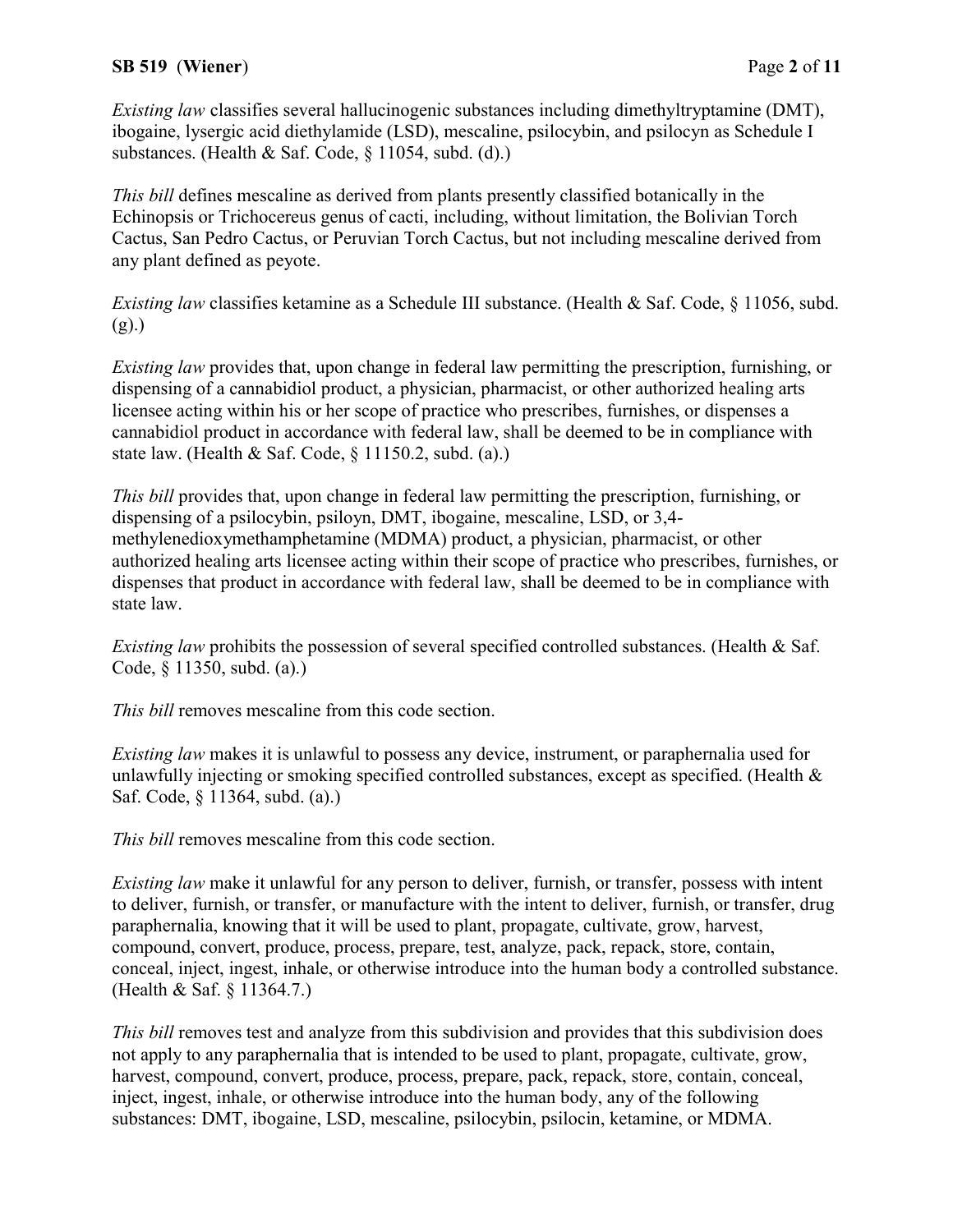*Existing law* classifies several hallucinogenic substances including dimethyltryptamine (DMT), ibogaine, lysergic acid diethylamide (LSD), mescaline, psilocybin, and psilocyn as Schedule I substances. (Health & Saf. Code, § 11054, subd. (d).)

*This bill* defines mescaline as derived from plants presently classified botanically in the Echinopsis or Trichocereus genus of cacti, including, without limitation, the Bolivian Torch Cactus, San Pedro Cactus, or Peruvian Torch Cactus, but not including mescaline derived from any plant defined as peyote.

*Existing law* classifies ketamine as a Schedule III substance. (Health & Saf. Code, § 11056, subd. (g).)

*Existing law* provides that, upon change in federal law permitting the prescription, furnishing, or dispensing of a cannabidiol product, a physician, pharmacist, or other authorized healing arts licensee acting within his or her scope of practice who prescribes, furnishes, or dispenses a cannabidiol product in accordance with federal law, shall be deemed to be in compliance with state law. (Health & Saf. Code, § 11150.2, subd. (a).)

*This bill* provides that, upon change in federal law permitting the prescription, furnishing, or dispensing of a psilocybin, psiloyn, DMT, ibogaine, mescaline, LSD, or 3,4-methylenedioxymethamphetamine (MDMA) product, a physician, pharmacist, or other authorized healing arts licensee acting within their scope of practice who prescribes, furnishes, or dispenses that product in accordance with federal law, shall be deemed to be in compliance with state law.

*Existing law* prohibits the possession of several specified controlled substances. (Health & Saf. Code, § 11350, subd. (a).)

*This bill* removes mescaline from this code section.

*Existing law* makes it is unlawful to possess any device, instrument, or paraphernalia used for unlawfully injecting or smoking specified controlled substances, except as specified. (Health & Saf. Code, § 11364, subd. (a).)

*This bill* removes mescaline from this code section.

*Existing law* make it unlawful for any person to deliver, furnish, or transfer, possess with intent to deliver, furnish, or transfer, or manufacture with the intent to deliver, furnish, or transfer, drug paraphernalia, knowing that it will be used to plant, propagate, cultivate, grow, harvest, compound, convert, produce, process, prepare, test, analyze, pack, repack, store, contain, conceal, inject, ingest, inhale, or otherwise introduce into the human body a controlled substance. (Health & Saf. § 11364.7.)

*This bill* removes test and analyze from this subdivision and provides that this subdivision does not apply to any paraphernalia that is intended to be used to plant, propagate, cultivate, grow, harvest, compound, convert, produce, process, prepare, pack, repack, store, contain, conceal, inject, ingest, inhale, or otherwise introduce into the human body, any of the following substances: DMT, ibogaine, LSD, mescaline, psilocybin, psilocin, ketamine, or MDMA.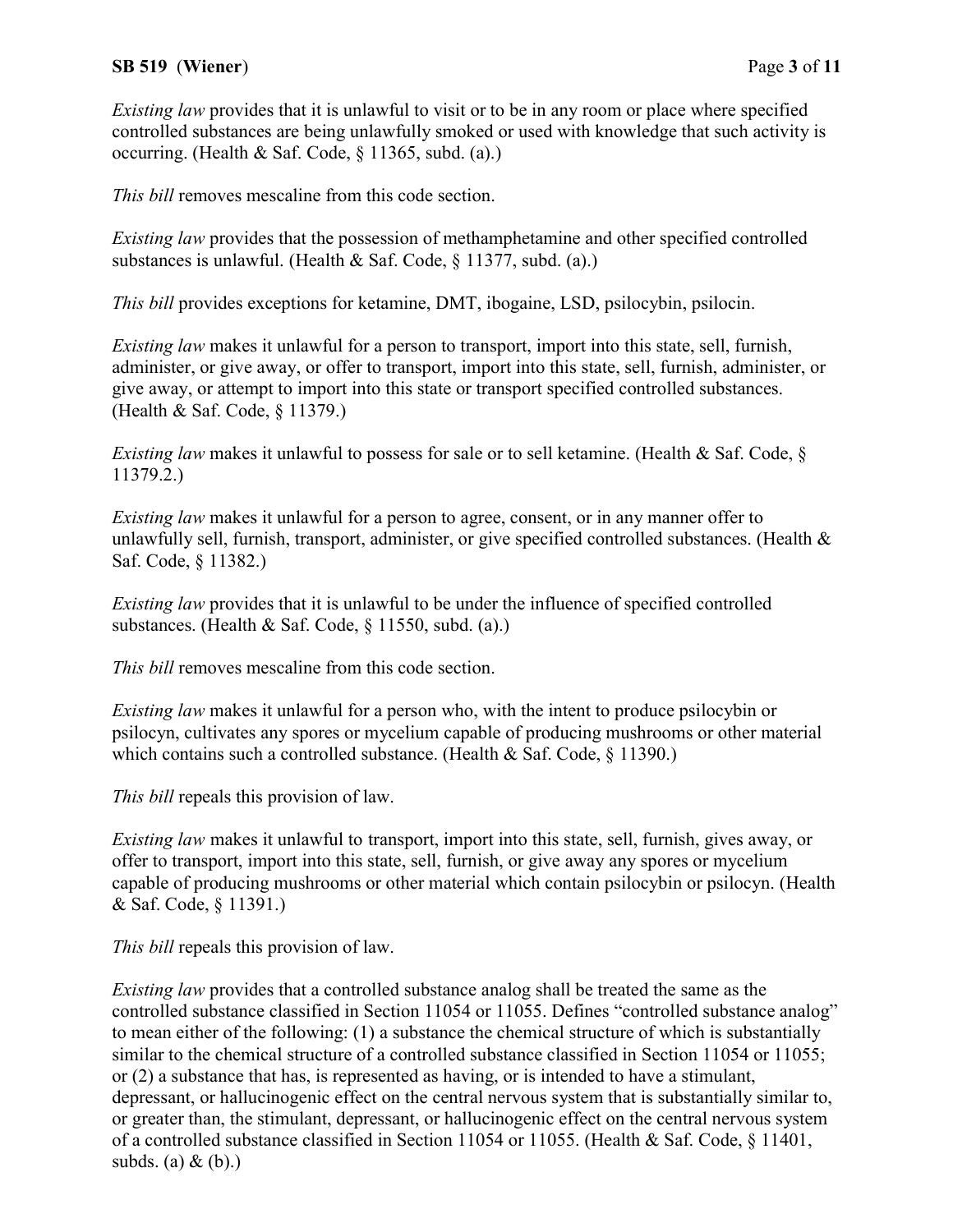*Existing law* provides that it is unlawful to visit or to be in any room or place where specified controlled substances are being unlawfully smoked or used with knowledge that such activity is occurring. (Health & Saf. Code, § 11365, subd. (a).)

*This bill* removes mescaline from this code section.

*Existing law* provides that the possession of methamphetamine and other specified controlled substances is unlawful. (Health & Saf. Code, § 11377, subd. (a).)

*This bill* provides exceptions for ketamine, DMT, ibogaine, LSD, psilocybin, psilocin.

*Existing law* makes it unlawful for a person to transport, import into this state, sell, furnish, administer, or give away, or offer to transport, import into this state, sell, furnish, administer, or give away, or attempt to import into this state or transport specified controlled substances. (Health & Saf. Code, § 11379.)

*Existing law* makes it unlawful to possess for sale or to sell ketamine. (Health & Saf. Code, § 11379.2.)

*Existing law* makes it unlawful for a person to agree, consent, or in any manner offer to unlawfully sell, furnish, transport, administer, or give specified controlled substances. (Health & Saf. Code, § 11382.)

*Existing law* provides that it is unlawful to be under the influence of specified controlled substances. (Health & Saf. Code, § 11550, subd. (a).)

*This bill* removes mescaline from this code section.

*Existing law* makes it unlawful for a person who, with the intent to produce psilocybin or psilocyn, cultivates any spores or mycelium capable of producing mushrooms or other material which contains such a controlled substance. (Health & Saf. Code, § 11390.)

*This bill* repeals this provision of law.

*Existing law* makes it unlawful to transport, import into this state, sell, furnish, gives away, or offer to transport, import into this state, sell, furnish, or give away any spores or mycelium capable of producing mushrooms or other material which contain psilocybin or psilocyn. (Health & Saf. Code, § 11391.)

*This bill* repeals this provision of law.

*Existing law* provides that a controlled substance analog shall be treated the same as the controlled substance classified in Section 11054 or 11055. Defines "controlled substance analog" to mean either of the following: (1) a substance the chemical structure of which is substantially similar to the chemical structure of a controlled substance classified in Section 11054 or 11055; or (2) a substance that has, is represented as having, or is intended to have a stimulant, depressant, or hallucinogenic effect on the central nervous system that is substantially similar to, or greater than, the stimulant, depressant, or hallucinogenic effect on the central nervous system of a controlled substance classified in Section 11054 or 11055. (Health & Saf. Code, § 11401, subds. (a) & (b).)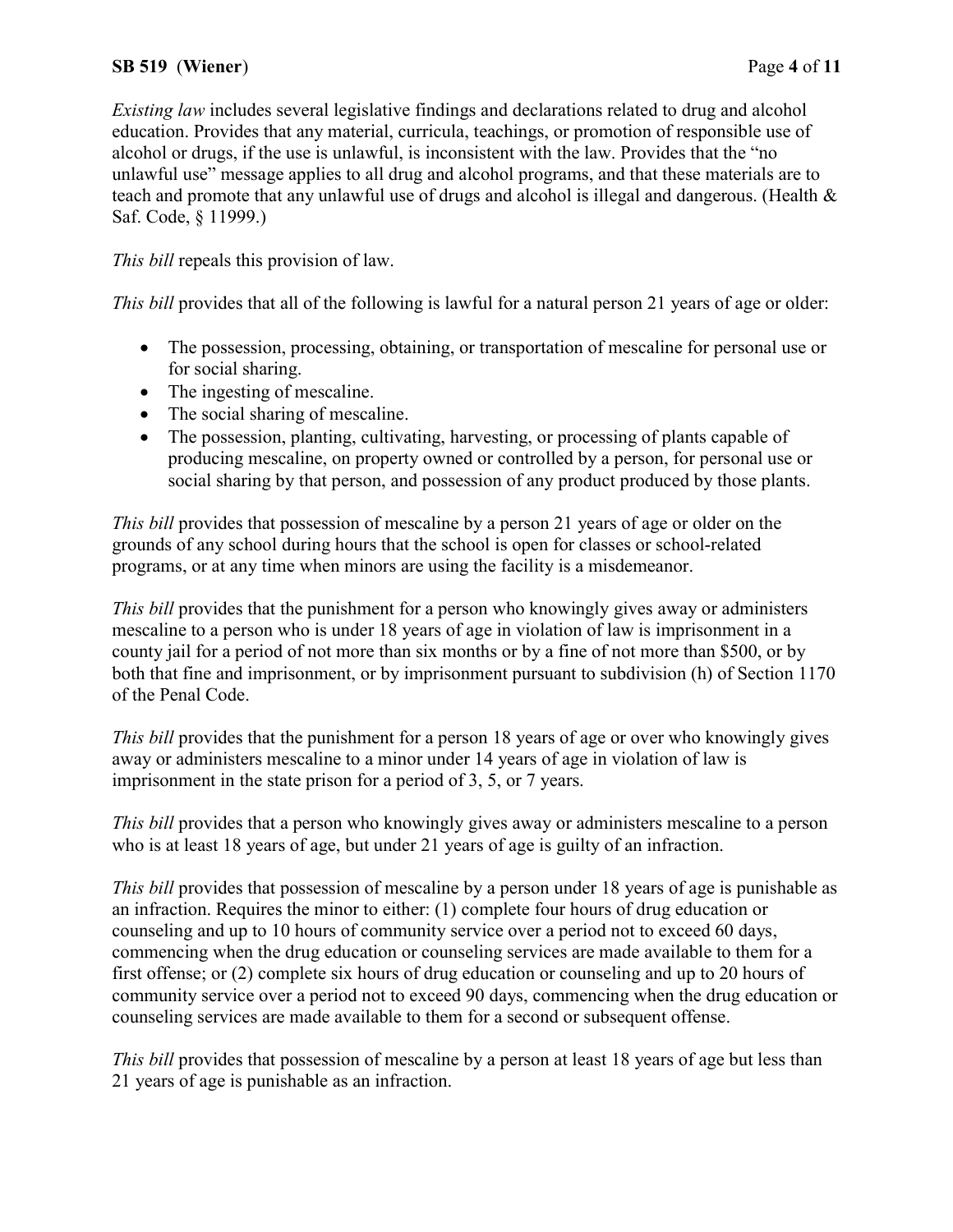*Existing law* includes several legislative findings and declarations related to drug and alcohol education. Provides that any material, curricula, teachings, or promotion of responsible use of alcohol or drugs, if the use is unlawful, is inconsistent with the law. Provides that the "no unlawful use" message applies to all drug and alcohol programs, and that these materials are to teach and promote that any unlawful use of drugs and alcohol is illegal and dangerous. (Health & Saf. Code, § 11999.)

*This bill* repeals this provision of law.

*This bill* provides that all of the following is lawful for a natural person 21 years of age or older:

- The possession, processing, obtaining, or transportation of mescaline for personal use or for social sharing.
- The ingesting of mescaline.
- The social sharing of mescaline.
- The possession, planting, cultivating, harvesting, or processing of plants capable of producing mescaline, on property owned or controlled by a person, for personal use or social sharing by that person, and possession of any product produced by those plants.

*This bill* provides that possession of mescaline by a person 21 years of age or older on the grounds of any school during hours that the school is open for classes or school-related programs, or at any time when minors are using the facility is a misdemeanor.

*This bill* provides that the punishment for a person who knowingly gives away or administers mescaline to a person who is under 18 years of age in violation of law is imprisonment in a county jail for a period of not more than six months or by a fine of not more than $500, or by both that fine and imprisonment, or by imprisonment pursuant to subdivision (h) of Section 1170 of the Penal Code.

*This bill* provides that the punishment for a person 18 years of age or over who knowingly gives away or administers mescaline to a minor under 14 years of age in violation of law is imprisonment in the state prison for a period of 3, 5, or 7 years.

*This bill* provides that a person who knowingly gives away or administers mescaline to a person who is at least 18 years of age, but under 21 years of age is guilty of an infraction.

*This bill* provides that possession of mescaline by a person under 18 years of age is punishable as an infraction. Requires the minor to either: (1) complete four hours of drug education or counseling and up to 10 hours of community service over a period not to exceed 60 days, commencing when the drug education or counseling services are made available to them for a first offense; or (2) complete six hours of drug education or counseling and up to 20 hours of community service over a period not to exceed 90 days, commencing when the drug education or counseling services are made available to them for a second or subsequent offense.

*This bill* provides that possession of mescaline by a person at least 18 years of age but less than 21 years of age is punishable as an infraction.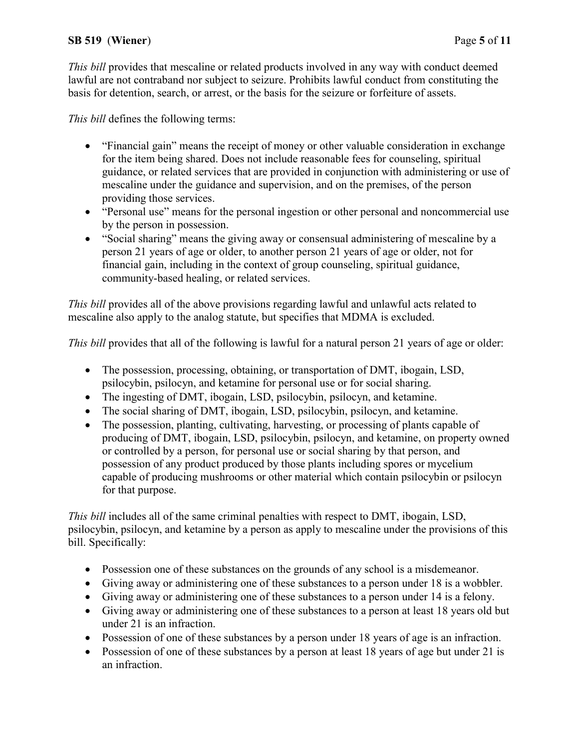*This bill* provides that mescaline or related products involved in any way with conduct deemed lawful are not contraband nor subject to seizure. Prohibits lawful conduct from constituting the basis for detention, search, or arrest, or the basis for the seizure or forfeiture of assets.

*This bill* defines the following terms:

- "Financial gain" means the receipt of money or other valuable consideration in exchange for the item being shared. Does not include reasonable fees for counseling, spiritual guidance, or related services that are provided in conjunction with administering or use of mescaline under the guidance and supervision, and on the premises, of the person providing those services.
- "Personal use" means for the personal ingestion or other personal and noncommercial use by the person in possession.
- "Social sharing" means the giving away or consensual administering of mescaline by a person 21 years of age or older, to another person 21 years of age or older, not for financial gain, including in the context of group counseling, spiritual guidance, community-based healing, or related services.

*This bill* provides all of the above provisions regarding lawful and unlawful acts related to mescaline also apply to the analog statute, but specifies that MDMA is excluded.

*This bill* provides that all of the following is lawful for a natural person 21 years of age or older:

- The possession, processing, obtaining, or transportation of DMT, ibogain, LSD, psilocybin, psilocyn, and ketamine for personal use or for social sharing.
- The ingesting of DMT, ibogain, LSD, psilocybin, psilocyn, and ketamine.
- The social sharing of DMT, ibogain, LSD, psilocybin, psilocyn, and ketamine.
- The possession, planting, cultivating, harvesting, or processing of plants capable of producing of DMT, ibogain, LSD, psilocybin, psilocyn, and ketamine, on property owned or controlled by a person, for personal use or social sharing by that person, and possession of any product produced by those plants including spores or mycelium capable of producing mushrooms or other material which contain psilocybin or psilocyn for that purpose.

*This bill* includes all of the same criminal penalties with respect to DMT, ibogain, LSD, psilocybin, psilocyn, and ketamine by a person as apply to mescaline under the provisions of this bill. Specifically:

- Possession one of these substances on the grounds of any school is a misdemeanor.
- Giving away or administering one of these substances to a person under 18 is a wobbler.
- Giving away or administering one of these substances to a person under 14 is a felony.
- Giving away or administering one of these substances to a person at least 18 years old but under 21 is an infraction.
- Possession of one of these substances by a person under 18 years of age is an infraction.
- Possession of one of these substances by a person at least 18 years of age but under 21 is an infraction.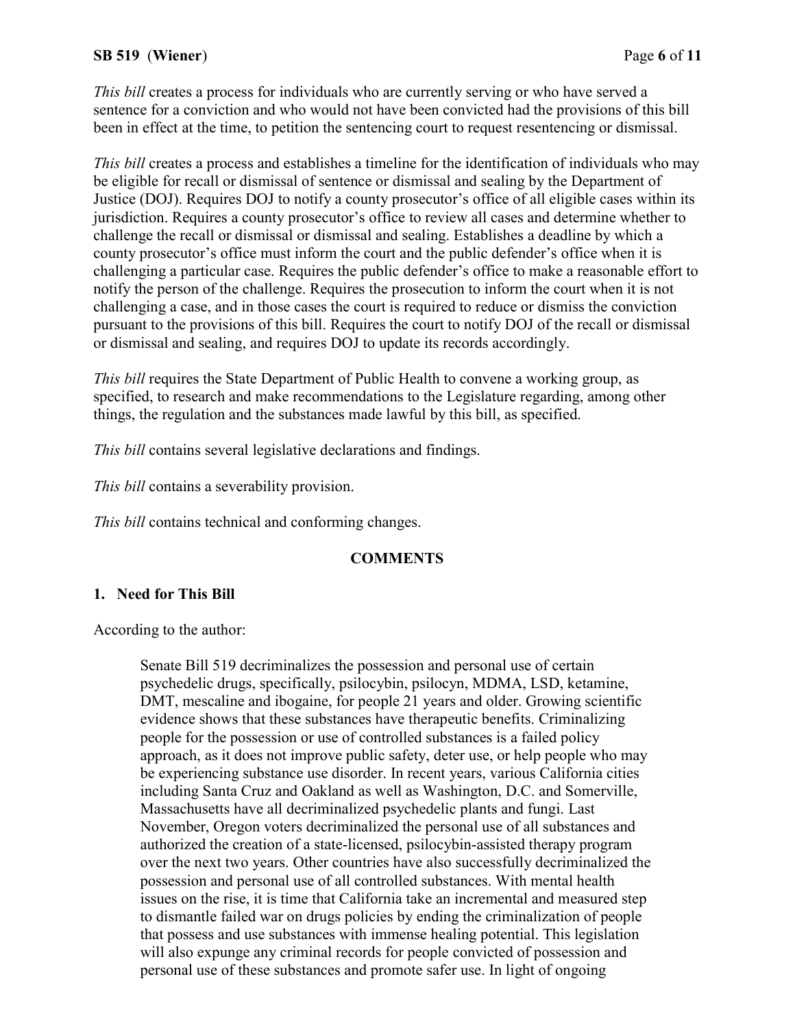*This bill* creates a process for individuals who are currently serving or who have served a sentence for a conviction and who would not have been convicted had the provisions of this bill been in effect at the time, to petition the sentencing court to request resentencing or dismissal.

*This bill* creates a process and establishes a timeline for the identification of individuals who may be eligible for recall or dismissal of sentence or dismissal and sealing by the Department of Justice (DOJ). Requires DOJ to notify a county prosecutor's office of all eligible cases within its jurisdiction. Requires a county prosecutor's office to review all cases and determine whether to challenge the recall or dismissal or dismissal and sealing. Establishes a deadline by which a county prosecutor's office must inform the court and the public defender's office when it is challenging a particular case. Requires the public defender's office to make a reasonable effort to notify the person of the challenge. Requires the prosecution to inform the court when it is not challenging a case, and in those cases the court is required to reduce or dismiss the conviction pursuant to the provisions of this bill. Requires the court to notify DOJ of the recall or dismissal or dismissal and sealing, and requires DOJ to update its records accordingly.

*This bill* requires the State Department of Public Health to convene a working group, as specified, to research and make recommendations to the Legislature regarding, among other things, the regulation and the substances made lawful by this bill, as specified.

*This bill* contains several legislative declarations and findings.

*This bill* contains a severability provision.

*This bill* contains technical and conforming changes.

## COMMENTS

### 1. Need for This Bill

According to the author:

> Senate Bill 519 decriminalizes the possession and personal use of certain psychedelic drugs, specifically, psilocybin, psilocyn, MDMA, LSD, ketamine, DMT, mescaline and ibogaine, for people 21 years and older. Growing scientific evidence shows that these substances have therapeutic benefits. Criminalizing people for the possession or use of controlled substances is a failed policy approach, as it does not improve public safety, deter use, or help people who may be experiencing substance use disorder. In recent years, various California cities including Santa Cruz and Oakland as well as Washington, D.C. and Somerville, Massachusetts have all decriminalized psychedelic plants and fungi. Last November, Oregon voters decriminalized the personal use of all substances and authorized the creation of a state-licensed, psilocybin-assisted therapy program over the next two years. Other countries have also successfully decriminalized the possession and personal use of all controlled substances. With mental health issues on the rise, it is time that California take an incremental and measured step to dismantle failed war on drugs policies by ending the criminalization of people that possess and use substances with immense healing potential. This legislation will also expunge any criminal records for people convicted of possession and personal use of these substances and promote safer use. In light of ongoing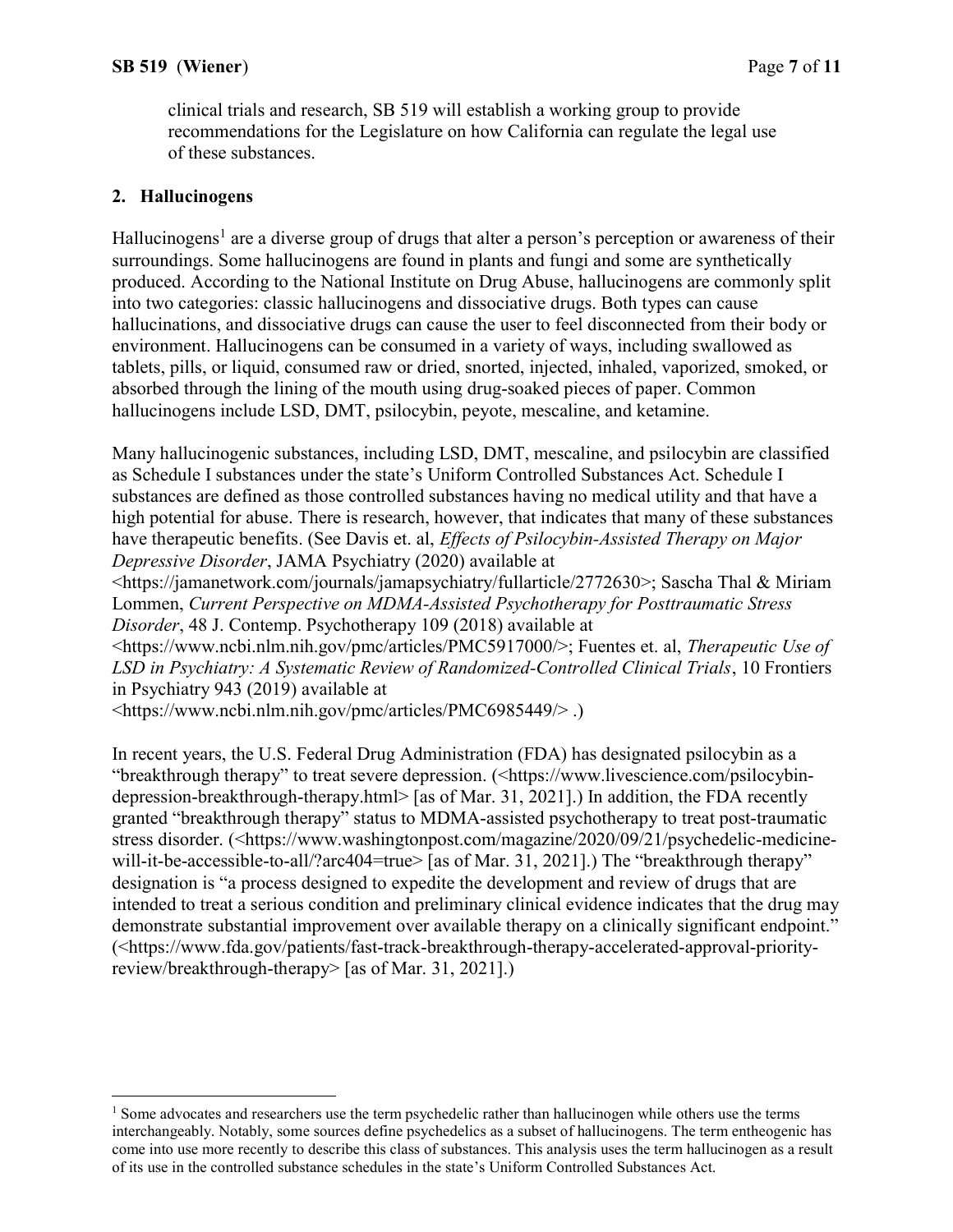clinical trials and research, SB 519 will establish a working group to provide recommendations for the Legislature on how California can regulate the legal use of these substances.

## 2. Hallucinogens

Hallucinogens[1] are a diverse group of drugs that alter a person's perception or awareness of their surroundings. Some hallucinogens are found in plants and fungi and some are synthetically produced. According to the National Institute on Drug Abuse, hallucinogens are commonly split into two categories: classic hallucinogens and dissociative drugs. Both types can cause hallucinations, and dissociative drugs can cause the user to feel disconnected from their body or environment. Hallucinogens can be consumed in a variety of ways, including swallowed as tablets, pills, or liquid, consumed raw or dried, snorted, injected, inhaled, vaporized, smoked, or absorbed through the lining of the mouth using drug-soaked pieces of paper. Common hallucinogens include LSD, DMT, psilocybin, peyote, mescaline, and ketamine.

Many hallucinogenic substances, including LSD, DMT, mescaline, and psilocybin are classified as Schedule I substances under the state's Uniform Controlled Substances Act. Schedule I substances are defined as those controlled substances having no medical utility and that have a high potential for abuse. There is research, however, that indicates that many of these substances have therapeutic benefits. (See Davis et. al, *Effects of Psilocybin-Assisted Therapy on Major Depressive Disorder*, JAMA Psychiatry (2020) available at <https://jamanetwork.com/journals/jamapsychiatry/fullarticle/2772630>; Sascha Thal & Miriam Lommen, *Current Perspective on MDMA-Assisted Psychotherapy for Posttraumatic Stress Disorder*, 48 J. Contemp. Psychotherapy 109 (2018) available at <https://www.ncbi.nlm.nih.gov/pmc/articles/PMC5917000/>; Fuentes et. al, *Therapeutic Use of LSD in Psychiatry: A Systematic Review of Randomized-Controlled Clinical Trials*, 10 Frontiers in Psychiatry 943 (2019) available at <https://www.ncbi.nlm.nih.gov/pmc/articles/PMC6985449/> .)

In recent years, the U.S. Federal Drug Administration (FDA) has designated psilocybin as a "breakthrough therapy" to treat severe depression. (<https://www.livescience.com/psilocybin-depression-breakthrough-therapy.html> [as of Mar. 31, 2021].) In addition, the FDA recently granted "breakthrough therapy" status to MDMA-assisted psychotherapy to treat post-traumatic stress disorder. (<https://www.washingtonpost.com/magazine/2020/09/21/psychedelic-medicine-will-it-be-accessible-to-all/?arc404=true> [as of Mar. 31, 2021].) The "breakthrough therapy" designation is "a process designed to expedite the development and review of drugs that are intended to treat a serious condition and preliminary clinical evidence indicates that the drug may demonstrate substantial improvement over available therapy on a clinically significant endpoint." (<https://www.fda.gov/patients/fast-track-breakthrough-therapy-accelerated-approval-priority-review/breakthrough-therapy> [as of Mar. 31, 2021].)

---

[1] Some advocates and researchers use the term psychedelic rather than hallucinogen while others use the terms interchangeably. Notably, some sources define psychedelics as a subset of hallucinogens. The term entheogenic has come into use more recently to describe this class of substances. This analysis uses the term hallucinogen as a result of its use in the controlled substance schedules in the state's Uniform Controlled Substances Act.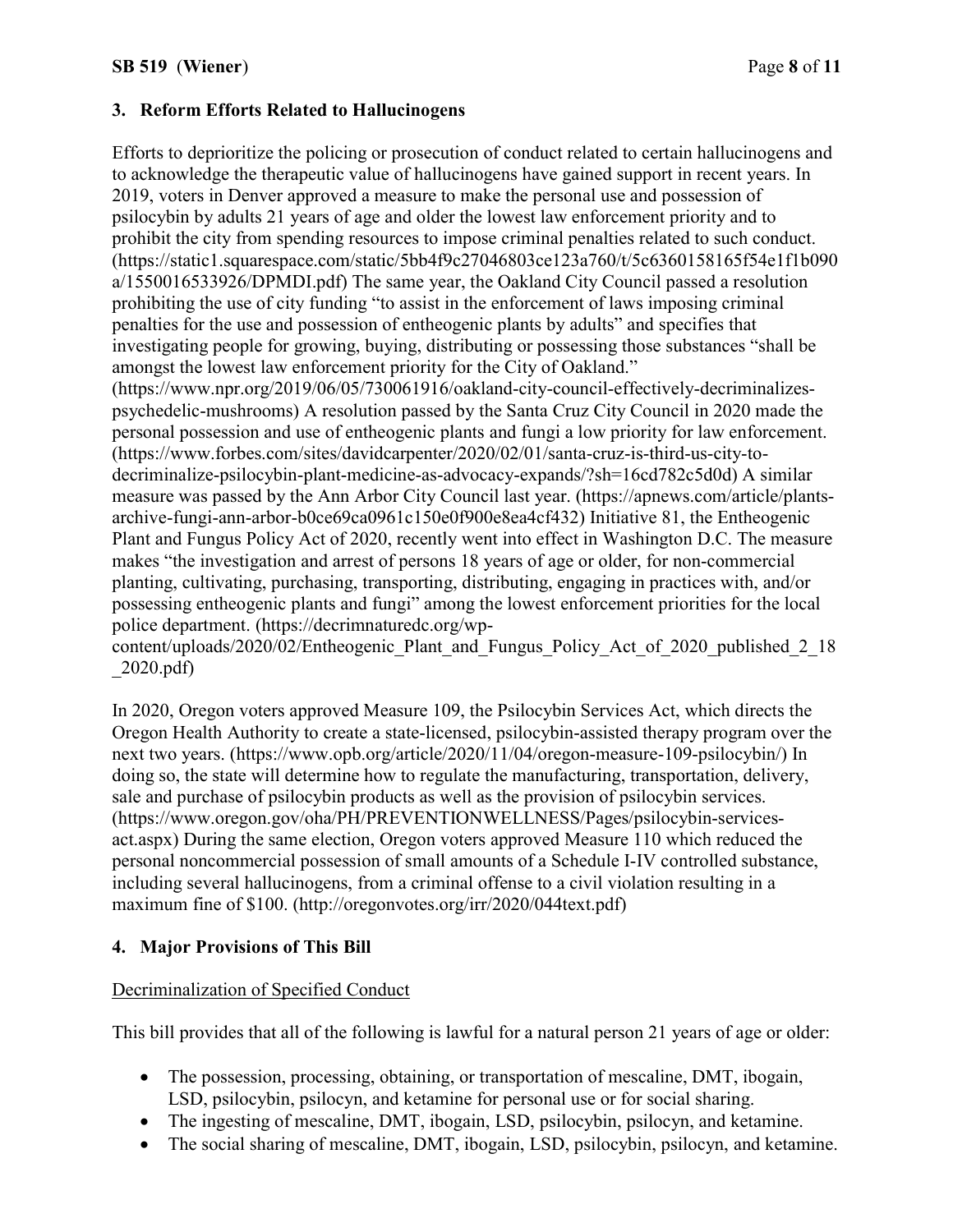### 3. Reform Efforts Related to Hallucinogens

Efforts to deprioritize the policing or prosecution of conduct related to certain hallucinogens and to acknowledge the therapeutic value of hallucinogens have gained support in recent years. In 2019, voters in Denver approved a measure to make the personal use and possession of psilocybin by adults 21 years of age and older the lowest law enforcement priority and to prohibit the city from spending resources to impose criminal penalties related to such conduct. (https://static1.squarespace.com/static/5bb4f9c27046803ce123a760/t/5c6360158165f54e1f1b090a/1550016533926/DPMDI.pdf) The same year, the Oakland City Council passed a resolution prohibiting the use of city funding "to assist in the enforcement of laws imposing criminal penalties for the use and possession of entheogenic plants by adults" and specifies that investigating people for growing, buying, distributing or possessing those substances "shall be amongst the lowest law enforcement priority for the City of Oakland." (https://www.npr.org/2019/06/05/730061916/oakland-city-council-effectively-decriminalizes-psychedelic-mushrooms) A resolution passed by the Santa Cruz City Council in 2020 made the personal possession and use of entheogenic plants and fungi a low priority for law enforcement. (https://www.forbes.com/sites/davidcarpenter/2020/02/01/santa-cruz-is-third-us-city-to-decriminalize-psilocybin-plant-medicine-as-advocacy-expands/?sh=16cd782c5d0d) A similar measure was passed by the Ann Arbor City Council last year. (https://apnews.com/article/plants-archive-fungi-ann-arbor-b0ce69ca0961c150e0f900e8ea4cf432) Initiative 81, the Entheogenic Plant and Fungus Policy Act of 2020, recently went into effect in Washington D.C. The measure makes "the investigation and arrest of persons 18 years of age or older, for non-commercial planting, cultivating, purchasing, transporting, distributing, engaging in practices with, and/or possessing entheogenic plants and fungi" among the lowest enforcement priorities for the local police department. (https://decrimnaturedc.org/wp-content/uploads/2020/02/Entheogenic_Plant_and_Fungus_Policy_Act_of_2020_published_2_18_2020.pdf)

In 2020, Oregon voters approved Measure 109, the Psilocybin Services Act, which directs the Oregon Health Authority to create a state-licensed, psilocybin-assisted therapy program over the next two years. (https://www.opb.org/article/2020/11/04/oregon-measure-109-psilocybin/) In doing so, the state will determine how to regulate the manufacturing, transportation, delivery, sale and purchase of psilocybin products as well as the provision of psilocybin services. (https://www.oregon.gov/oha/PH/PREVENTIONWELLNESS/Pages/psilocybin-services-act.aspx) During the same election, Oregon voters approved Measure 110 which reduced the personal noncommercial possession of small amounts of a Schedule I-IV controlled substance, including several hallucinogens, from a criminal offense to a civil violation resulting in a maximum fine of $100. (http://oregonvotes.org/irr/2020/044text.pdf)

### 4. Major Provisions of This Bill

<u>Decriminalization of Specified Conduct</u>

This bill provides that all of the following is lawful for a natural person 21 years of age or older:

- The possession, processing, obtaining, or transportation of mescaline, DMT, ibogain, LSD, psilocybin, psilocyn, and ketamine for personal use or for social sharing.
- The ingesting of mescaline, DMT, ibogain, LSD, psilocybin, psilocyn, and ketamine.
- The social sharing of mescaline, DMT, ibogain, LSD, psilocybin, psilocyn, and ketamine.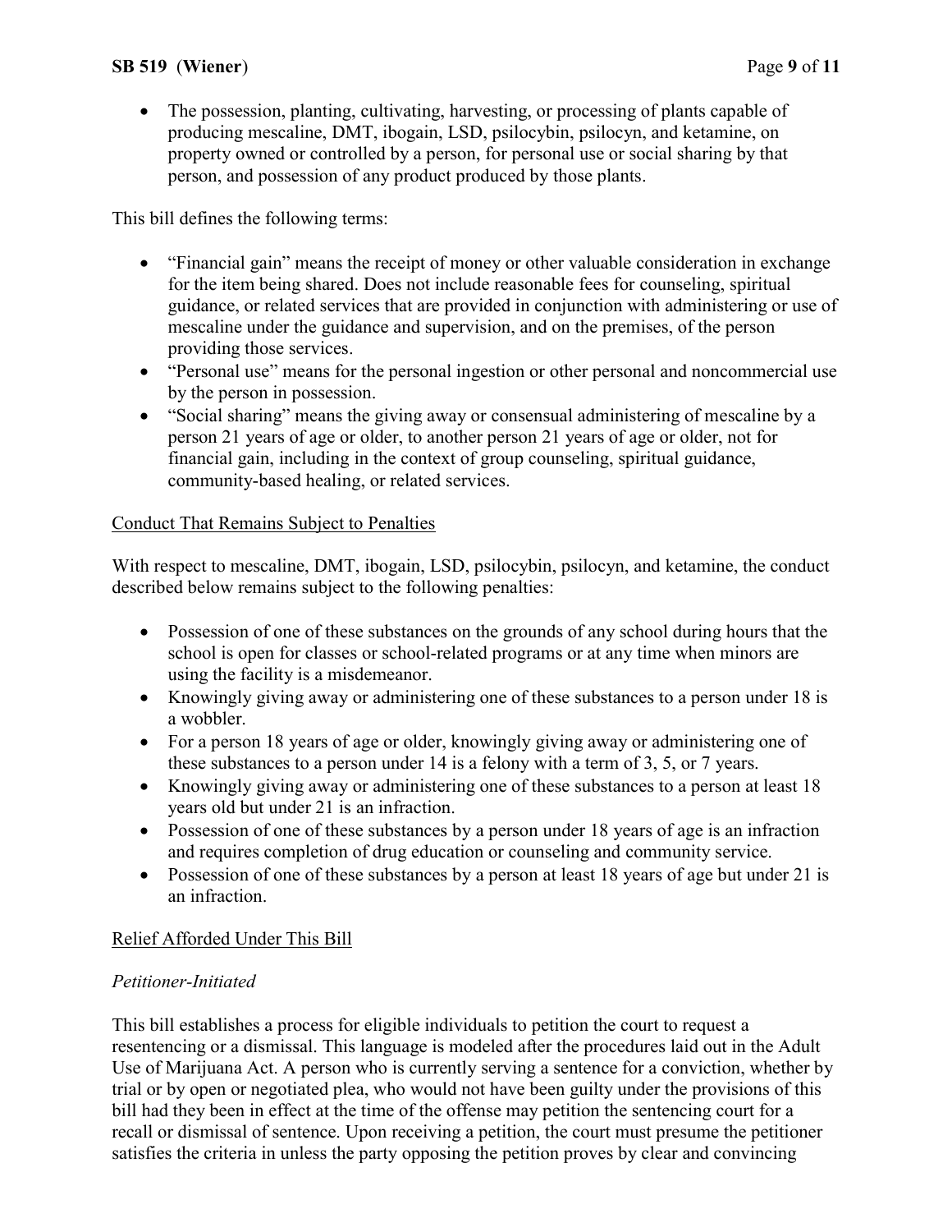- The possession, planting, cultivating, harvesting, or processing of plants capable of producing mescaline, DMT, ibogain, LSD, psilocybin, psilocyn, and ketamine, on property owned or controlled by a person, for personal use or social sharing by that person, and possession of any product produced by those plants.

This bill defines the following terms:

- "Financial gain" means the receipt of money or other valuable consideration in exchange for the item being shared. Does not include reasonable fees for counseling, spiritual guidance, or related services that are provided in conjunction with administering or use of mescaline under the guidance and supervision, and on the premises, of the person providing those services.
- "Personal use" means for the personal ingestion or other personal and noncommercial use by the person in possession.
- "Social sharing" means the giving away or consensual administering of mescaline by a person 21 years of age or older, to another person 21 years of age or older, not for financial gain, including in the context of group counseling, spiritual guidance, community-based healing, or related services.

Conduct That Remains Subject to Penalties

With respect to mescaline, DMT, ibogain, LSD, psilocybin, psilocyn, and ketamine, the conduct described below remains subject to the following penalties:

- Possession of one of these substances on the grounds of any school during hours that the school is open for classes or school-related programs or at any time when minors are using the facility is a misdemeanor.
- Knowingly giving away or administering one of these substances to a person under 18 is a wobbler.
- For a person 18 years of age or older, knowingly giving away or administering one of these substances to a person under 14 is a felony with a term of 3, 5, or 7 years.
- Knowingly giving away or administering one of these substances to a person at least 18 years old but under 21 is an infraction.
- Possession of one of these substances by a person under 18 years of age is an infraction and requires completion of drug education or counseling and community service.
- Possession of one of these substances by a person at least 18 years of age but under 21 is an infraction.

Relief Afforded Under This Bill

*Petitioner-Initiated*

This bill establishes a process for eligible individuals to petition the court to request a resentencing or a dismissal. This language is modeled after the procedures laid out in the Adult Use of Marijuana Act. A person who is currently serving a sentence for a conviction, whether by trial or by open or negotiated plea, who would not have been guilty under the provisions of this bill had they been in effect at the time of the offense may petition the sentencing court for a recall or dismissal of sentence. Upon receiving a petition, the court must presume the petitioner satisfies the criteria in unless the party opposing the petition proves by clear and convincing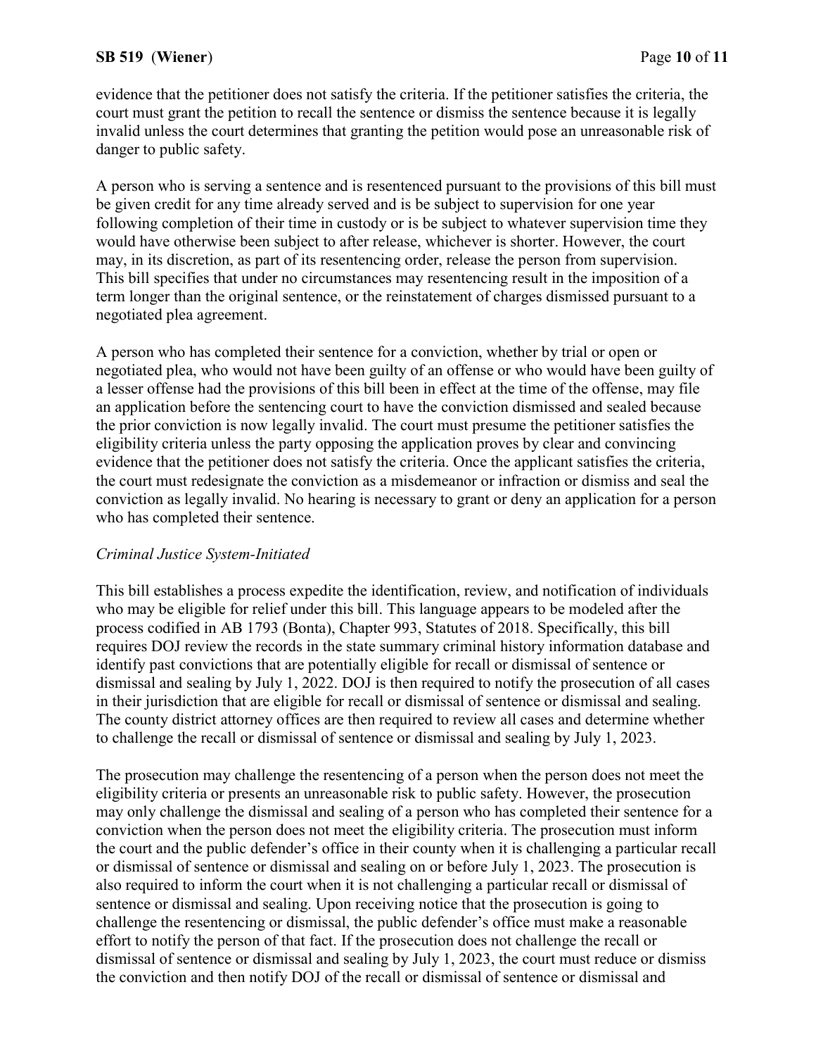evidence that the petitioner does not satisfy the criteria. If the petitioner satisfies the criteria, the court must grant the petition to recall the sentence or dismiss the sentence because it is legally invalid unless the court determines that granting the petition would pose an unreasonable risk of danger to public safety.

A person who is serving a sentence and is resentenced pursuant to the provisions of this bill must be given credit for any time already served and is be subject to supervision for one year following completion of their time in custody or is be subject to whatever supervision time they would have otherwise been subject to after release, whichever is shorter. However, the court may, in its discretion, as part of its resentencing order, release the person from supervision. This bill specifies that under no circumstances may resentencing result in the imposition of a term longer than the original sentence, or the reinstatement of charges dismissed pursuant to a negotiated plea agreement.

A person who has completed their sentence for a conviction, whether by trial or open or negotiated plea, who would not have been guilty of an offense or who would have been guilty of a lesser offense had the provisions of this bill been in effect at the time of the offense, may file an application before the sentencing court to have the conviction dismissed and sealed because the prior conviction is now legally invalid. The court must presume the petitioner satisfies the eligibility criteria unless the party opposing the application proves by clear and convincing evidence that the petitioner does not satisfy the criteria. Once the applicant satisfies the criteria, the court must redesignate the conviction as a misdemeanor or infraction or dismiss and seal the conviction as legally invalid. No hearing is necessary to grant or deny an application for a person who has completed their sentence.

*Criminal Justice System-Initiated*

This bill establishes a process expedite the identification, review, and notification of individuals who may be eligible for relief under this bill. This language appears to be modeled after the process codified in AB 1793 (Bonta), Chapter 993, Statutes of 2018. Specifically, this bill requires DOJ review the records in the state summary criminal history information database and identify past convictions that are potentially eligible for recall or dismissal of sentence or dismissal and sealing by July 1, 2022. DOJ is then required to notify the prosecution of all cases in their jurisdiction that are eligible for recall or dismissal of sentence or dismissal and sealing. The county district attorney offices are then required to review all cases and determine whether to challenge the recall or dismissal of sentence or dismissal and sealing by July 1, 2023.

The prosecution may challenge the resentencing of a person when the person does not meet the eligibility criteria or presents an unreasonable risk to public safety. However, the prosecution may only challenge the dismissal and sealing of a person who has completed their sentence for a conviction when the person does not meet the eligibility criteria. The prosecution must inform the court and the public defender's office in their county when it is challenging a particular recall or dismissal of sentence or dismissal and sealing on or before July 1, 2023. The prosecution is also required to inform the court when it is not challenging a particular recall or dismissal of sentence or dismissal and sealing. Upon receiving notice that the prosecution is going to challenge the resentencing or dismissal, the public defender's office must make a reasonable effort to notify the person of that fact. If the prosecution does not challenge the recall or dismissal of sentence or dismissal and sealing by July 1, 2023, the court must reduce or dismiss the conviction and then notify DOJ of the recall or dismissal of sentence or dismissal and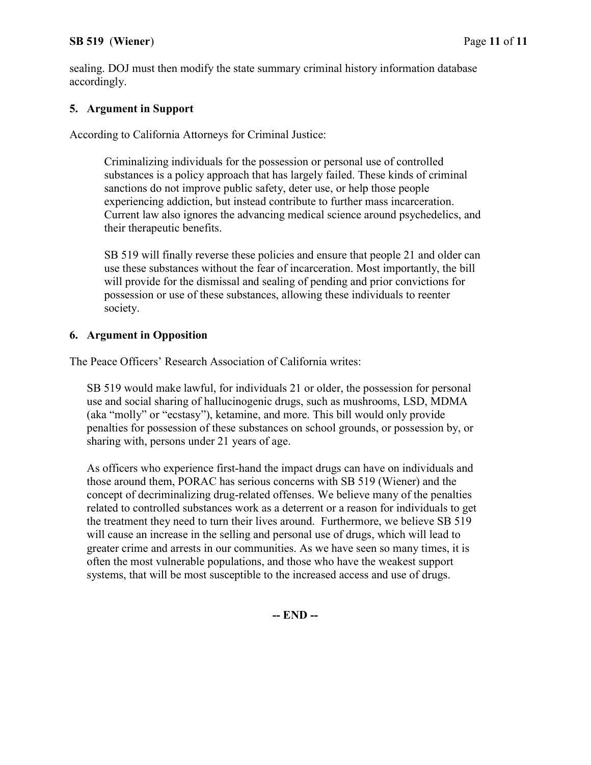sealing. DOJ must then modify the state summary criminal history information database accordingly.

## 5. Argument in Support

According to California Attorneys for Criminal Justice:

> Criminalizing individuals for the possession or personal use of controlled substances is a policy approach that has largely failed. These kinds of criminal sanctions do not improve public safety, deter use, or help those people experiencing addiction, but instead contribute to further mass incarceration. Current law also ignores the advancing medical science around psychedelics, and their therapeutic benefits.
>
> SB 519 will finally reverse these policies and ensure that people 21 and older can use these substances without the fear of incarceration. Most importantly, the bill will provide for the dismissal and sealing of pending and prior convictions for possession or use of these substances, allowing these individuals to reenter society.

## 6. Argument in Opposition

The Peace Officers' Research Association of California writes:

> SB 519 would make lawful, for individuals 21 or older, the possession for personal use and social sharing of hallucinogenic drugs, such as mushrooms, LSD, MDMA (aka "molly" or "ecstasy"), ketamine, and more. This bill would only provide penalties for possession of these substances on school grounds, or possession by, or sharing with, persons under 21 years of age.
>
> As officers who experience first-hand the impact drugs can have on individuals and those around them, PORAC has serious concerns with SB 519 (Wiener) and the concept of decriminalizing drug-related offenses. We believe many of the penalties related to controlled substances work as a deterrent or a reason for individuals to get the treatment they need to turn their lives around. Furthermore, we believe SB 519 will cause an increase in the selling and personal use of drugs, which will lead to greater crime and arrests in our communities. As we have seen so many times, it is often the most vulnerable populations, and those who have the weakest support systems, that will be most susceptible to the increased access and use of drugs.

**-- END --**